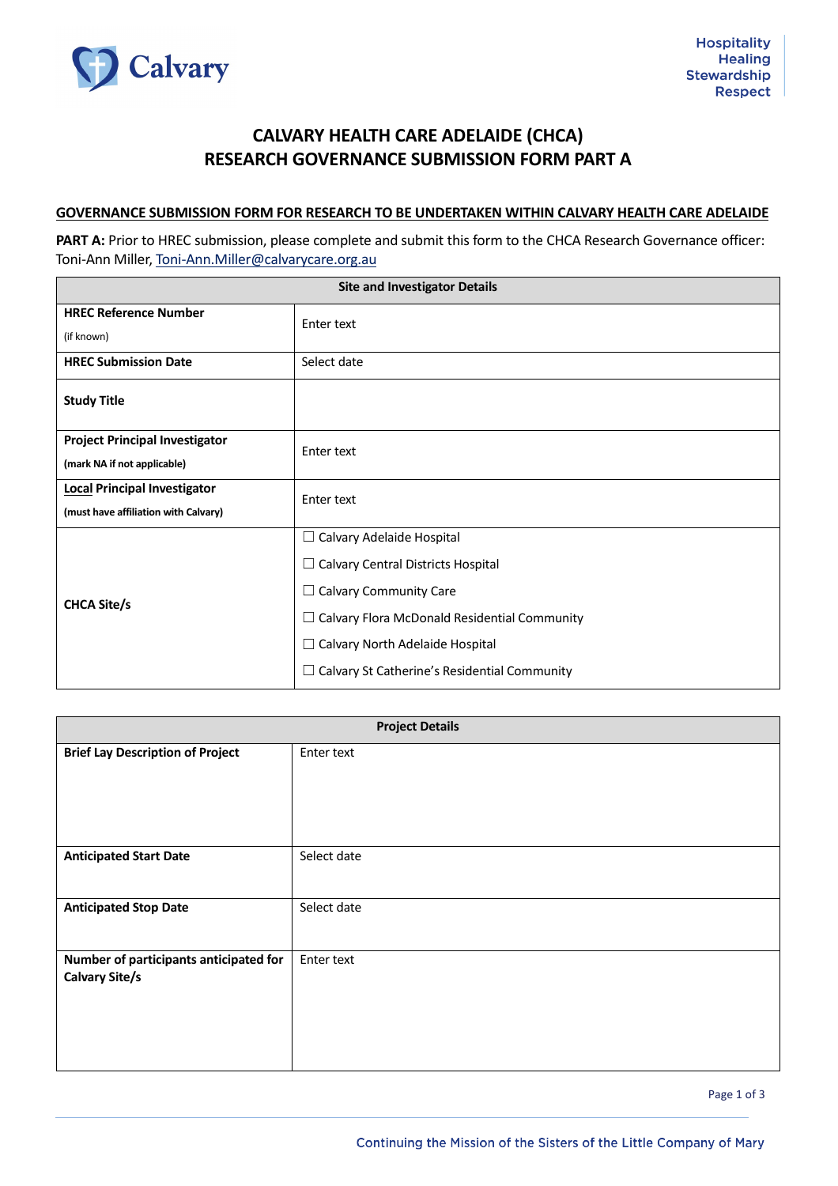Calvary

Hospitality
Healing
Stewardship
Respect

# CALVARY HEALTH CARE ADELAIDE (CHCA)
# RESEARCH GOVERNANCE SUBMISSION FORM PART A

**GOVERNANCE SUBMISSION FORM FOR RESEARCH TO BE UNDERTAKEN WITHIN CALVARY HEALTH CARE ADELAIDE**

**PART A:** Prior to HREC submission, please complete and submit this form to the CHCA Research Governance officer: Toni-Ann Miller, Toni-Ann.Miller@calvarycare.org.au

| Site and Investigator Details | |
|---|---|
| **HREC Reference Number** (if known) | Enter text |
| **HREC Submission Date** | Select date |
| **Study Title** | |
| **Project Principal Investigator** **(mark NA if not applicable)** | Enter text |
| **Local Principal Investigator** **(must have affiliation with Calvary)** | Enter text |
| **CHCA Site/s** | ☐ Calvary Adelaide Hospital<br>☐ Calvary Central Districts Hospital<br>☐ Calvary Community Care<br>☐ Calvary Flora McDonald Residential Community<br>☐ Calvary North Adelaide Hospital<br>☐ Calvary St Catherine's Residential Community |

| Project Details | |
|---|---|
| **Brief Lay Description of Project** | Enter text |
| **Anticipated Start Date** | Select date |
| **Anticipated Stop Date** | Select date |
| **Number of participants anticipated for Calvary Site/s** | Enter text |

Continuing the Mission of the Sisters of the Little Company of Mary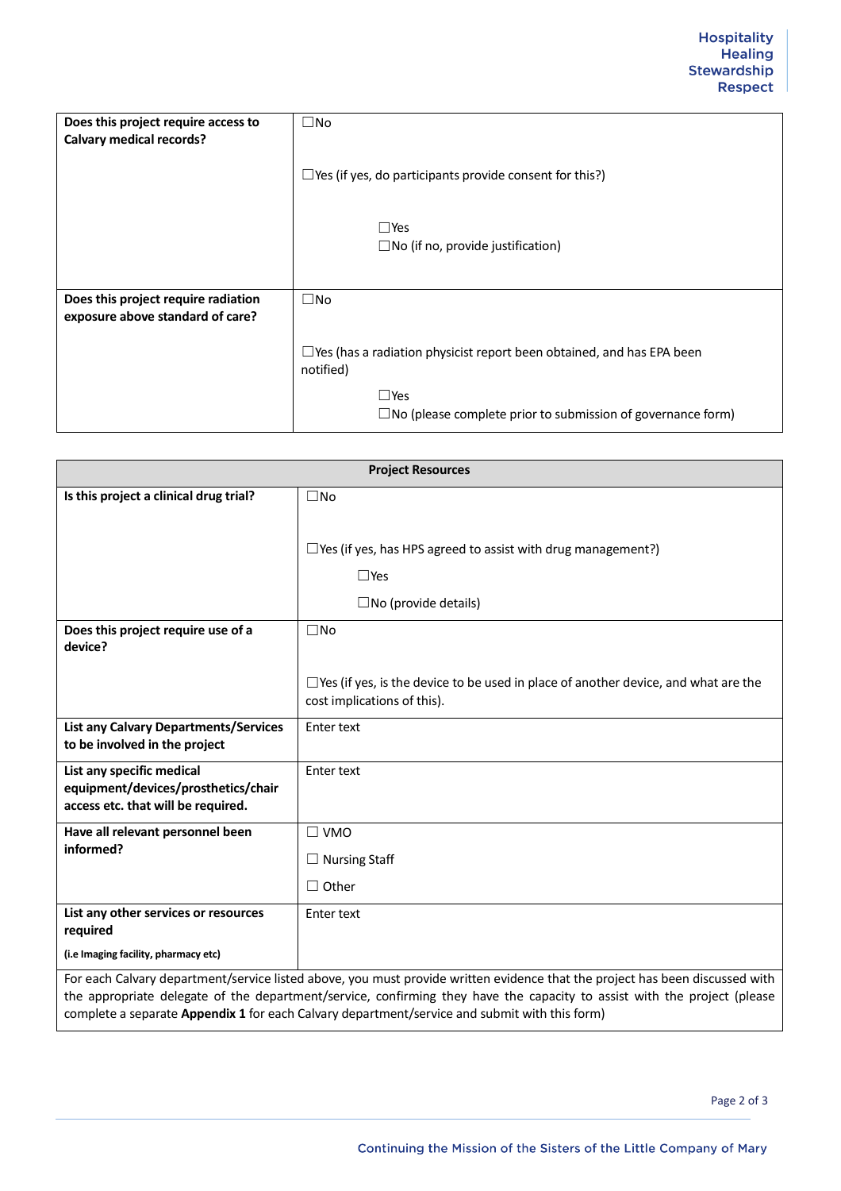| | |
|---|---|
| **Does this project require access to Calvary medical records?** | ☐No<br><br>☐Yes (if yes, do participants provide consent for this?)<br><br>☐Yes<br>☐No (if no, provide justification) |
| **Does this project require radiation exposure above standard of care?** | ☐No<br><br>☐Yes (has a radiation physicist report been obtained, and has EPA been notified)<br><br>☐Yes<br>☐No (please complete prior to submission of governance form) |

| **Project Resources** | |
|---|---|
| **Is this project a clinical drug trial?** | ☐No<br><br>☐Yes (if yes, has HPS agreed to assist with drug management?)<br><br>☐Yes<br><br>☐No (provide details) |
| **Does this project require use of a device?** | ☐No<br><br>☐Yes (if yes, is the device to be used in place of another device, and what are the cost implications of this). |
| **List any Calvary Departments/Services to be involved in the project** | Enter text |
| **List any specific medical equipment/devices/prosthetics/chair access etc. that will be required.** | Enter text |
| **Have all relevant personnel been informed?** | ☐ VMO<br><br>☐ Nursing Staff<br><br>☐ Other |
| **List any other services or resources required**<br><br>**(i.e Imaging facility, pharmacy etc)** | Enter text |
| For each Calvary department/service listed above, you must provide written evidence that the project has been discussed with the appropriate delegate of the department/service, confirming they have the capacity to assist with the project (please complete a separate **Appendix 1** for each Calvary department/service and submit with this form) | |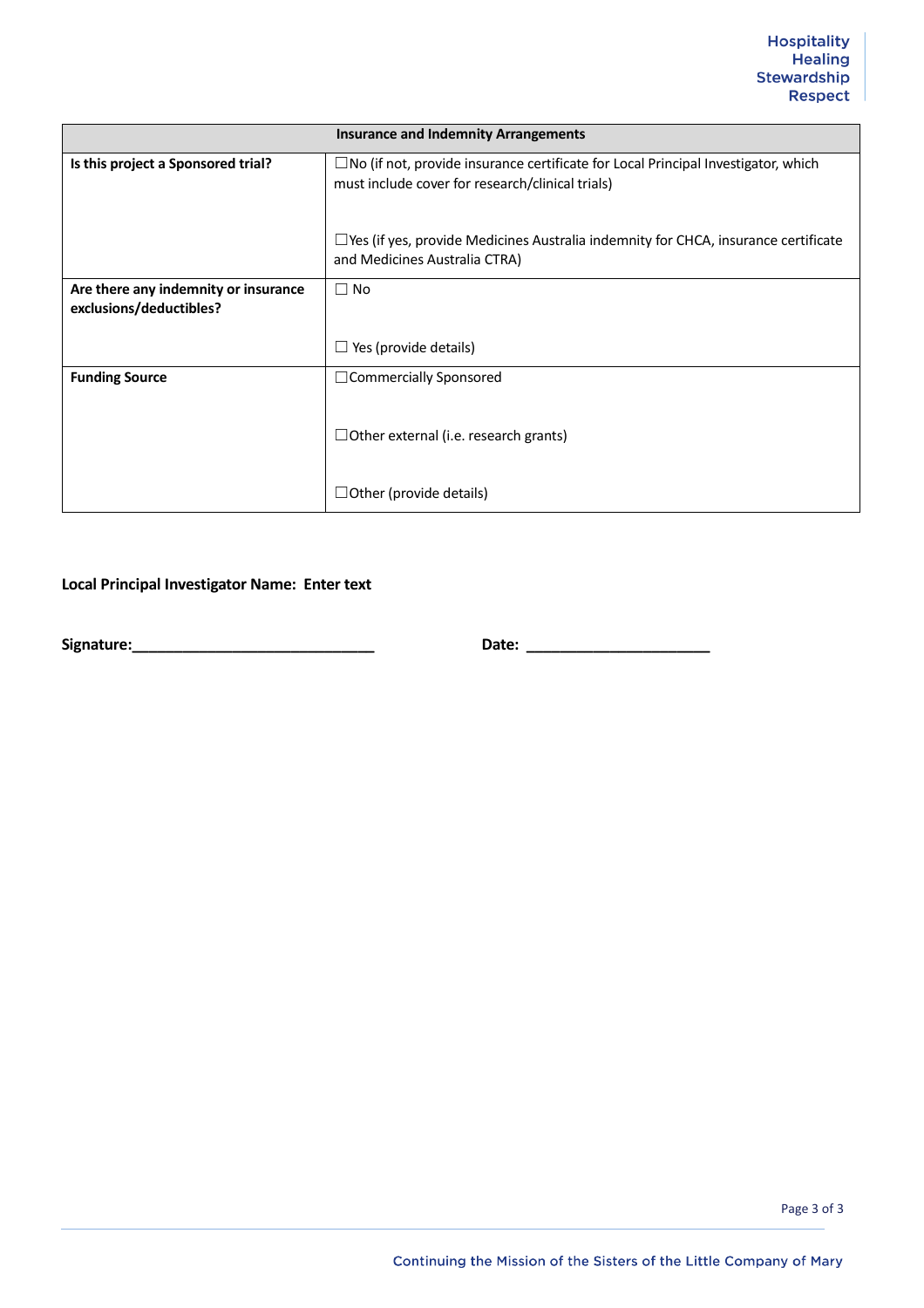| Insurance and Indemnity Arrangements | |
|---|---|
| **Is this project a Sponsored trial?** | ☐No (if not, provide insurance certificate for Local Principal Investigator, which must include cover for research/clinical trials)<br><br>☐Yes (if yes, provide Medicines Australia indemnity for CHCA, insurance certificate and Medicines Australia CTRA) |
| **Are there any indemnity or insurance exclusions/deductibles?** | ☐ No<br><br>☐ Yes (provide details) |
| **Funding Source** | ☐Commercially Sponsored<br><br>☐Other external (i.e. research grants)<br><br>☐Other (provide details) |

**Local Principal Investigator Name: Enter text**

**Signature:______________________________** **Date: ______________________**